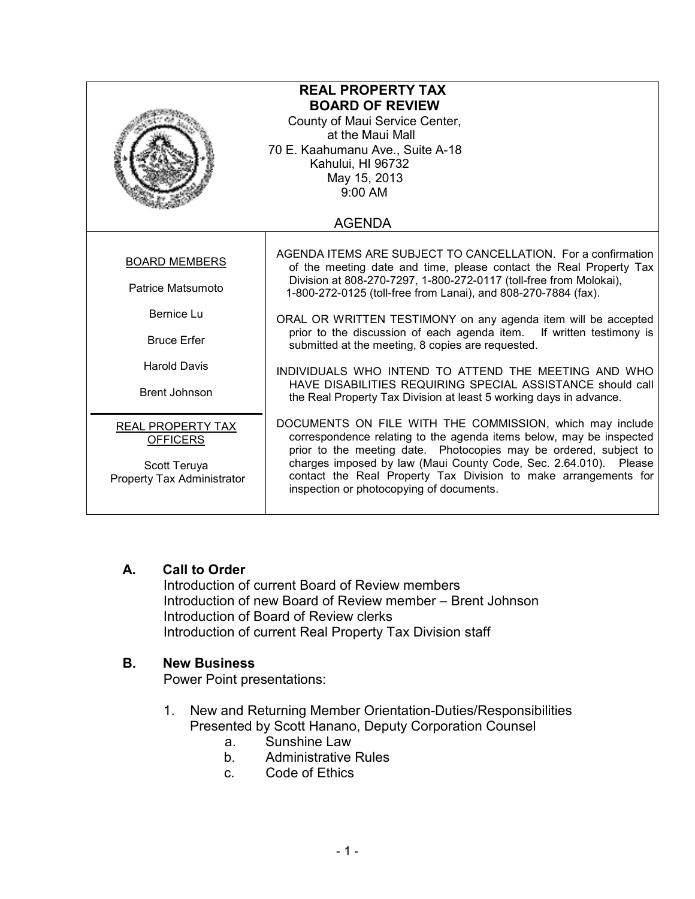# REAL PROPERTY TAX BOARD OF REVIEW

County of Maui Service Center,
at the Maui Mall
70 E. Kaahumanu Ave., Suite A-18
Kahului, HI 96732
May 15, 2013
9:00 AM

## AGENDA

**BOARD MEMBERS**

Patrice Matsumoto

Bernice Lu

Bruce Erfer

Harold Davis

Brent Johnson

**REAL PROPERTY TAX OFFICERS**

Scott Teruya
Property Tax Administrator

AGENDA ITEMS ARE SUBJECT TO CANCELLATION. For a confirmation of the meeting date and time, please contact the Real Property Tax Division at 808-270-7297, 1-800-272-0117 (toll-free from Molokai), 1-800-272-0125 (toll-free from Lanai), and 808-270-7884 (fax).

ORAL OR WRITTEN TESTIMONY on any agenda item will be accepted prior to the discussion of each agenda item. If written testimony is submitted at the meeting, 8 copies are requested.

INDIVIDUALS WHO INTEND TO ATTEND THE MEETING AND WHO HAVE DISABILITIES REQUIRING SPECIAL ASSISTANCE should call the Real Property Tax Division at least 5 working days in advance.

DOCUMENTS ON FILE WITH THE COMMISSION, which may include correspondence relating to the agenda items below, may be inspected prior to the meeting date. Photocopies may be ordered, subject to charges imposed by law (Maui County Code, Sec. 2.64.010). Please contact the Real Property Tax Division to make arrangements for inspection or photocopying of documents.

### A. Call to Order

Introduction of current Board of Review members
Introduction of new Board of Review member – Brent Johnson
Introduction of Board of Review clerks
Introduction of current Real Property Tax Division staff

### B. New Business

Power Point presentations:

1. New and Returning Member Orientation-Duties/Responsibilities
   Presented by Scott Hanano, Deputy Corporation Counsel
   a. Sunshine Law
   b. Administrative Rules
   c. Code of Ethics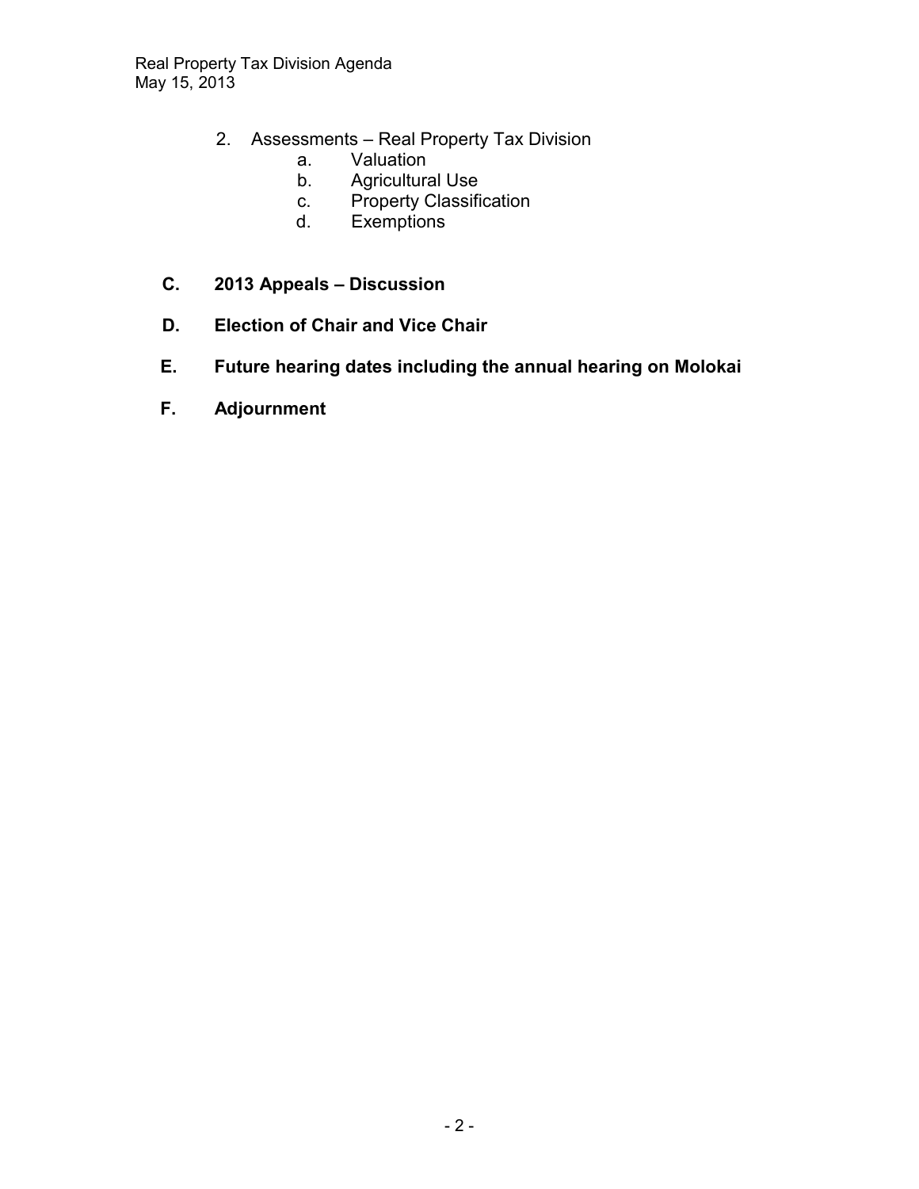2. Assessments – Real Property Tax Division
   a. Valuation
   b. Agricultural Use
   c. Property Classification
   d. Exemptions

**C. 2013 Appeals – Discussion**

**D. Election of Chair and Vice Chair**

**E. Future hearing dates including the annual hearing on Molokai**

**F. Adjournment**